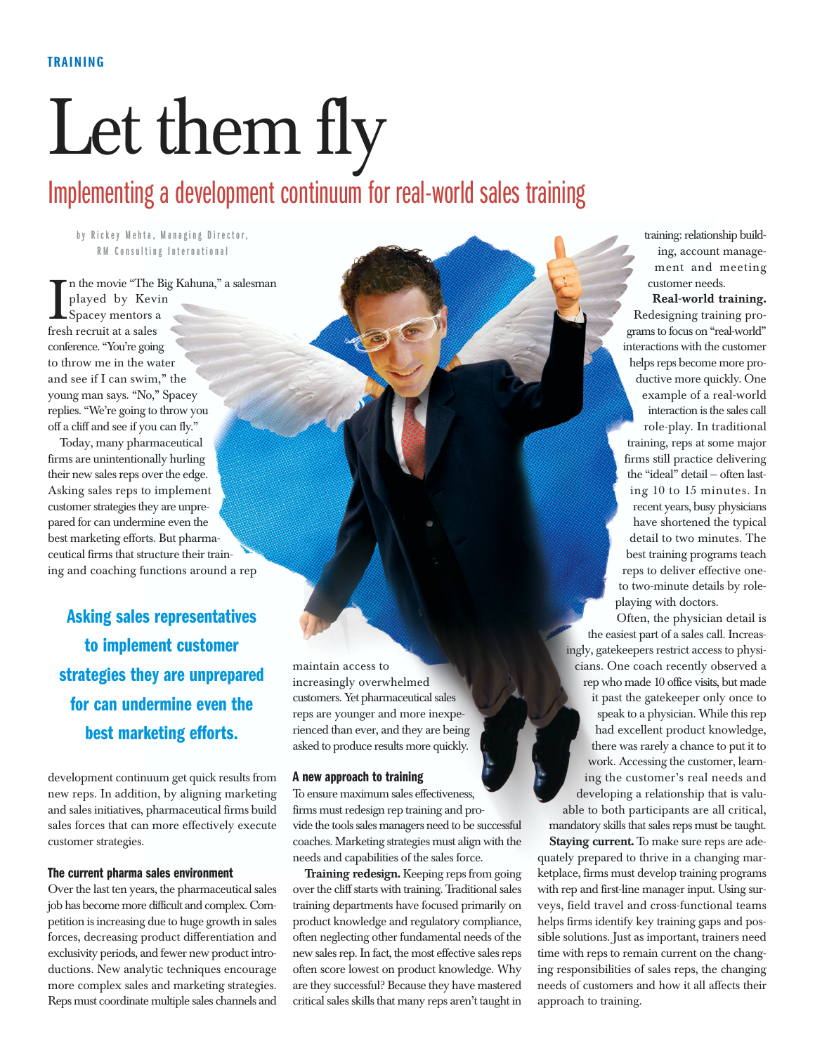TRAINING

# Let them fly

## Implementing a development continuum for real-world sales training

by Rickey Mehta, Managing Director, RM Consulting International

In the movie "The Big Kahuna," a salesman played by Kevin Spacey mentors a fresh recruit at a sales conference. "You're going to throw me in the water and see if I can swim," the young man says. "No," Spacey replies. "We're going to throw you off a cliff and see if you can fly."

Today, many pharmaceutical firms are unintentionally hurling their new sales reps over the edge. Asking sales reps to implement customer strategies they are unprepared for can undermine even the best marketing efforts. But pharmaceutical firms that structure their training and coaching functions around a rep development continuum get quick results from new reps. In addition, by aligning marketing and sales initiatives, pharmaceutical firms build sales forces that can more effectively execute customer strategies.

> **Asking sales representatives to implement customer strategies they are unprepared for can undermine even the best marketing efforts.**

### The current pharma sales environment

Over the last ten years, the pharmaceutical sales job has become more difficult and complex. Competition is increasing due to huge growth in sales forces, decreasing product differentiation and exclusivity periods, and fewer new product introductions. New analytic techniques encourage more complex sales and marketing strategies. Reps must coordinate multiple sales channels and maintain access to increasingly overwhelmed customers. Yet pharmaceutical sales reps are younger and more inexperienced than ever, and they are being asked to produce results more quickly.

### A new approach to training

To ensure maximum sales effectiveness, firms must redesign rep training and provide the tools sales managers need to be successful coaches. Marketing strategies must align with the needs and capabilities of the sales force.

**Training redesign.** Keeping reps from going over the cliff starts with training. Traditional sales training departments have focused primarily on product knowledge and regulatory compliance, often neglecting other fundamental needs of the new sales rep. In fact, the most effective sales reps often score lowest on product knowledge. Why are they successful? Because they have mastered critical sales skills that many reps aren't taught in training: relationship building, account management and meeting customer needs.

**Real-world training.** Redesigning training programs to focus on "real-world" interactions with the customer helps reps become more productive more quickly. One example of a real-world interaction is the sales call role-play. In traditional training, reps at some major firms still practice delivering the "ideal" detail – often lasting 10 to 15 minutes. In recent years, busy physicians have shortened the typical detail to two minutes. The best training programs teach reps to deliver effective one- to two-minute details by role-playing with doctors.

Often, the physician detail is the easiest part of a sales call. Increasingly, gatekeepers restrict access to physicians. One coach recently observed a rep who made 10 office visits, but made it past the gatekeeper only once to speak to a physician. While this rep had excellent product knowledge, there was rarely a chance to put it to work. Accessing the customer, learning the customer's real needs and developing a relationship that is valuable to both participants are all critical, mandatory skills that sales reps must be taught.

**Staying current.** To make sure reps are adequately prepared to thrive in a changing marketplace, firms must develop training programs with rep and first-line manager input. Using surveys, field travel and cross-functional teams helps firms identify key training gaps and possible solutions. Just as important, trainers need time with reps to remain current on the changing responsibilities of sales reps, the changing needs of customers and how it all affects their approach to training.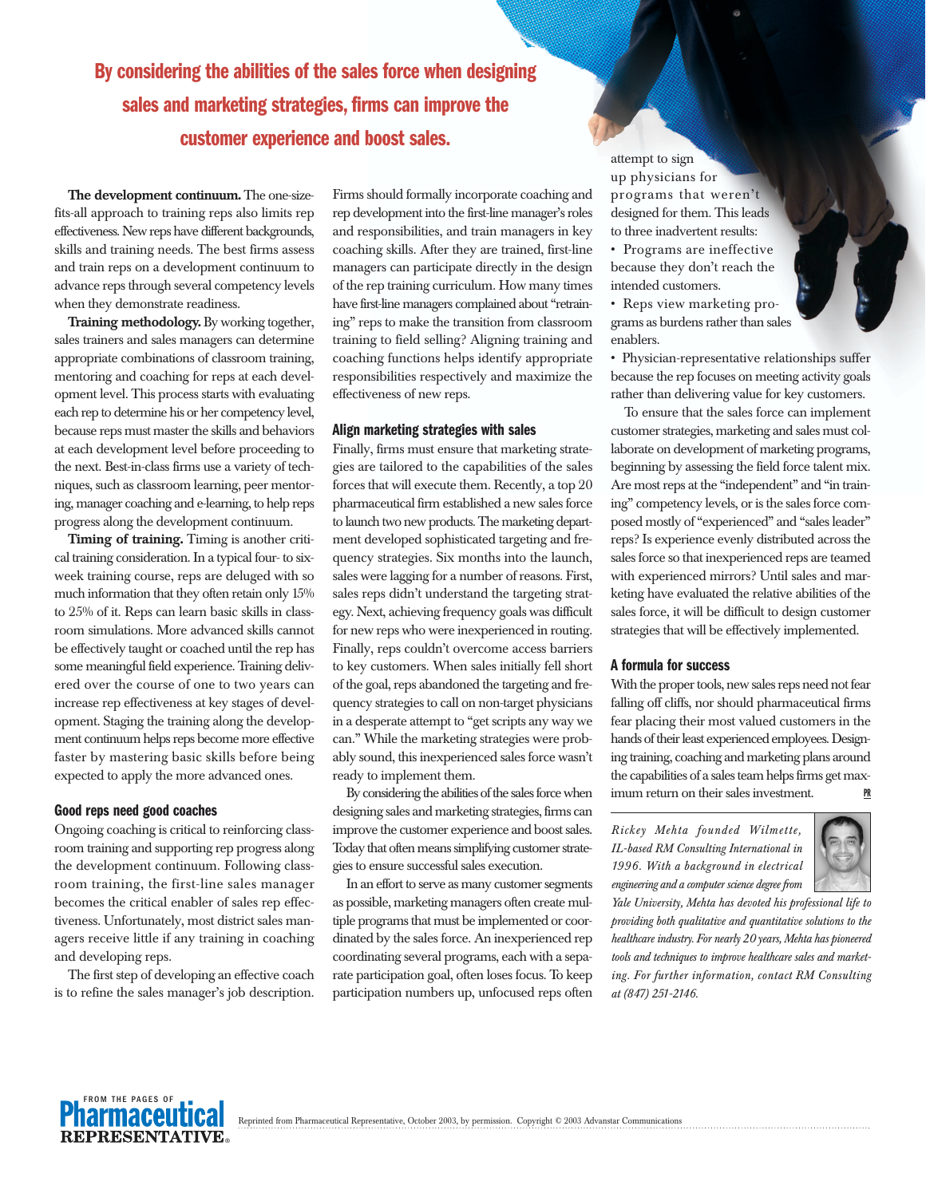**By considering the abilities of the sales force when designing sales and marketing strategies, firms can improve the customer experience and boost sales.**

**The development continuum.** The one-size-fits-all approach to training reps also limits rep effectiveness. New reps have different backgrounds, skills and training needs. The best firms assess and train reps on a development continuum to advance reps through several competency levels when they demonstrate readiness.

**Training methodology.** By working together, sales trainers and sales managers can determine appropriate combinations of classroom training, mentoring and coaching for reps at each development level. This process starts with evaluating each rep to determine his or her competency level, because reps must master the skills and behaviors at each development level before proceeding to the next. Best-in-class firms use a variety of techniques, such as classroom learning, peer mentoring, manager coaching and e-learning, to help reps progress along the development continuum.

**Timing of training.** Timing is another critical training consideration. In a typical four- to six-week training course, reps are deluged with so much information that they often retain only 15% to 25% of it. Reps can learn basic skills in classroom simulations. More advanced skills cannot be effectively taught or coached until the rep has some meaningful field experience. Training delivered over the course of one to two years can increase rep effectiveness at key stages of development. Staging the training along the development continuum helps reps become more effective faster by mastering basic skills before being expected to apply the more advanced ones.

## Good reps need good coaches

Ongoing coaching is critical to reinforcing classroom training and supporting rep progress along the development continuum. Following classroom training, the first-line sales manager becomes the critical enabler of sales rep effectiveness. Unfortunately, most district sales managers receive little if any training in coaching and developing reps.

The first step of developing an effective coach is to refine the sales manager's job description. Firms should formally incorporate coaching and rep development into the first-line manager's roles and responsibilities, and train managers in key coaching skills. After they are trained, first-line managers can participate directly in the design of the rep training curriculum. How many times have first-line managers complained about "retraining" reps to make the transition from classroom training to field selling? Aligning training and coaching functions helps identify appropriate responsibilities respectively and maximize the effectiveness of new reps.

## Align marketing strategies with sales

Finally, firms must ensure that marketing strategies are tailored to the capabilities of the sales forces that will execute them. Recently, a top 20 pharmaceutical firm established a new sales force to launch two new products. The marketing department developed sophisticated targeting and frequency strategies. Six months into the launch, sales were lagging for a number of reasons. First, sales reps didn't understand the targeting strategy. Next, achieving frequency goals was difficult for new reps who were inexperienced in routing. Finally, reps couldn't overcome access barriers to key customers. When sales initially fell short of the goal, reps abandoned the targeting and frequency strategies to call on non-target physicians in a desperate attempt to "get scripts any way we can." While the marketing strategies were probably sound, this inexperienced sales force wasn't ready to implement them.

By considering the abilities of the sales force when designing sales and marketing strategies, firms can improve the customer experience and boost sales. Today that often means simplifying customer strategies to ensure successful sales execution.

In an effort to serve as many customer segments as possible, marketing managers often create multiple programs that must be implemented or coordinated by the sales force. An inexperienced rep coordinating several programs, each with a separate participation goal, often loses focus. To keep participation numbers up, unfocused reps often attempt to sign up physicians for programs that weren't designed for them. This leads to three inadvertent results:

- Programs are ineffective because they don't reach the intended customers.
- Reps view marketing programs as burdens rather than sales enablers.
- Physician-representative relationships suffer because the rep focuses on meeting activity goals rather than delivering value for key customers.

To ensure that the sales force can implement customer strategies, marketing and sales must collaborate on development of marketing programs, beginning by assessing the field force talent mix. Are most reps at the "independent" and "in training" competency levels, or is the sales force composed mostly of "experienced" and "sales leader" reps? Is experience evenly distributed across the sales force so that inexperienced reps are teamed with experienced mirrors? Until sales and marketing have evaluated the relative abilities of the sales force, it will be difficult to design customer strategies that will be effectively implemented.

## A formula for success

With the proper tools, new sales reps need not fear falling off cliffs, nor should pharmaceutical firms fear placing their most valued customers in the hands of their least experienced employees. Designing training, coaching and marketing plans around the capabilities of a sales team helps firms get maximum return on their sales investment. PR

*Rickey Mehta founded Wilmette, IL-based RM Consulting International in 1996. With a background in electrical engineering and a computer science degree from Yale University, Mehta has devoted his professional life to providing both qualitative and quantitative solutions to the healthcare industry. For nearly 20 years, Mehta has pioneered tools and techniques to improve healthcare sales and marketing. For further information, contact RM Consulting at (847) 251-2146.*

FROM THE PAGES OF Pharmaceutical REPRESENTATIVE®

Reprinted from Pharmaceutical Representative, October 2003, by permission. Copyright © 2003 Advanstar Communications